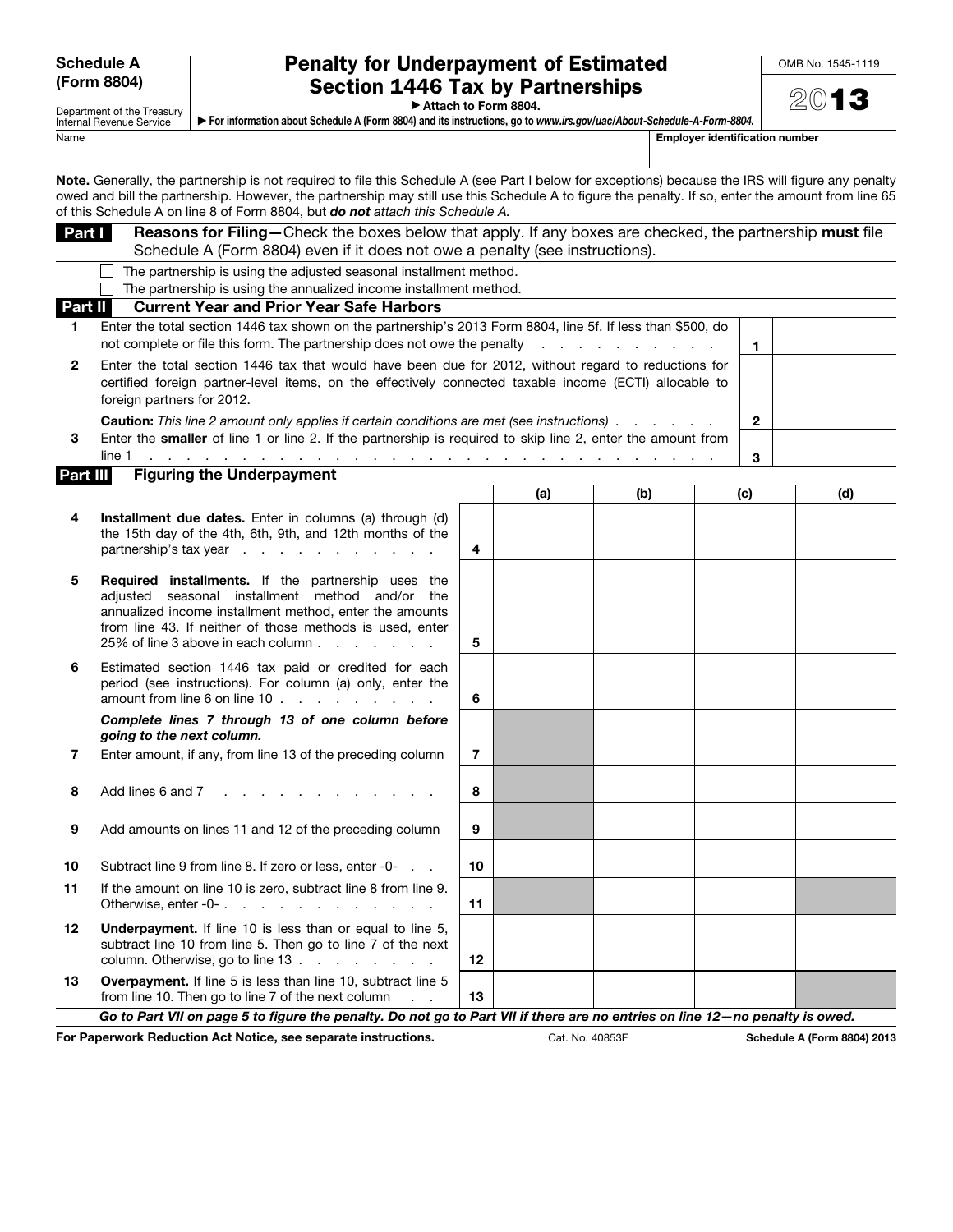**Schedule A (Form 8804)**

Department of the Treasury
Internal Revenue Service

# Penalty for Underpayment of Estimated Section 1446 Tax by Partnerships

▶ Attach to Form 8804.

▶ For information about Schedule A (Form 8804) and its instructions, go to *www.irs.gov/uac/About-Schedule-A-Form-8804*.

OMB No. 1545-1119

2013

Name | Employer identification number

**Note.** Generally, the partnership is not required to file this Schedule A (see Part I below for exceptions) because the IRS will figure any penalty owed and bill the partnership. However, the partnership may still use this Schedule A to figure the penalty. If so, enter the amount from line 65 of this Schedule A on line 8 of Form 8804, but ***do not*** *attach this Schedule A.*

## Part I Reasons for Filing—Check the boxes below that apply. If any boxes are checked, the partnership **must** file Schedule A (Form 8804) even if it does not owe a penalty (see instructions).

☐ The partnership is using the adjusted seasonal installment method.

☐ The partnership is using the annualized income installment method.

## Part II Current Year and Prior Year Safe Harbors

| | | | |
|---|---|---|---|
| 1 | Enter the total section 1446 tax shown on the partnership's 2013 Form 8804, line 5f. If less than $500, do not complete or file this form. The partnership does not owe the penalty . . . . . . . . . . . | 1 | |
| 2 | Enter the total section 1446 tax that would have been due for 2012, without regard to reductions for certified foreign partner-level items, on the effectively connected taxable income (ECTI) allocable to foreign partners for 2012.<br>**Caution:** *This line 2 amount only applies if certain conditions are met (see instructions)* . . . . . . . | 2 | |
| 3 | Enter the **smaller** of line 1 or line 2. If the partnership is required to skip line 2, enter the amount from line 1 . . . . . . . . . . . . . . . . . . . . . . . . . . . . . . . . . | 3 | |

## Part III Figuring the Underpayment

| | | | (a) | (b) | (c) | (d) |
|---|---|---|---|---|---|---|
| 4 | **Installment due dates.** Enter in columns (a) through (d) the 15th day of the 4th, 6th, 9th, and 12th months of the partnership's tax year . . . . . . . . . . . . | 4 | | | | |
| 5 | **Required installments.** If the partnership uses the adjusted seasonal installment method and/or the annualized income installment method, enter the amounts from line 43. If neither of those methods is used, enter 25% of line 3 above in each column . . . . . . . | 5 | | | | |
| 6 | Estimated section 1446 tax paid or credited for each period (see instructions). For column (a) only, enter the amount from line 6 on line 10 . . . . . . . . . . | 6 | | | | |
| | ***Complete lines 7 through 13 of one column before going to the next column.*** | | | | | |
| 7 | Enter amount, if any, from line 13 of the preceding column | 7 | | | | |
| 8 | Add lines 6 and 7 . . . . . . . . . . . . . | 8 | | | | |
| 9 | Add amounts on lines 11 and 12 of the preceding column | 9 | | | | |
| 10 | Subtract line 9 from line 8. If zero or less, enter -0- . . | 10 | | | | |
| 11 | If the amount on line 10 is zero, subtract line 8 from line 9. Otherwise, enter -0- . . . . . . . . . . . . . . | 11 | | | | |
| 12 | **Underpayment.** If line 10 is less than or equal to line 5, subtract line 10 from line 5. Then go to line 7 of the next column. Otherwise, go to line 13 . . . . . . . . . | 12 | | | | |
| 13 | **Overpayment.** If line 5 is less than line 10, subtract line 5 from line 10. Then go to line 7 of the next column . . | 13 | | | | |

***Go to Part VII on page 5 to figure the penalty. Do not go to Part VII if there are no entries on line 12—no penalty is owed.***

**For Paperwork Reduction Act Notice, see separate instructions.** Cat. No. 40853F **Schedule A (Form 8804) 2013**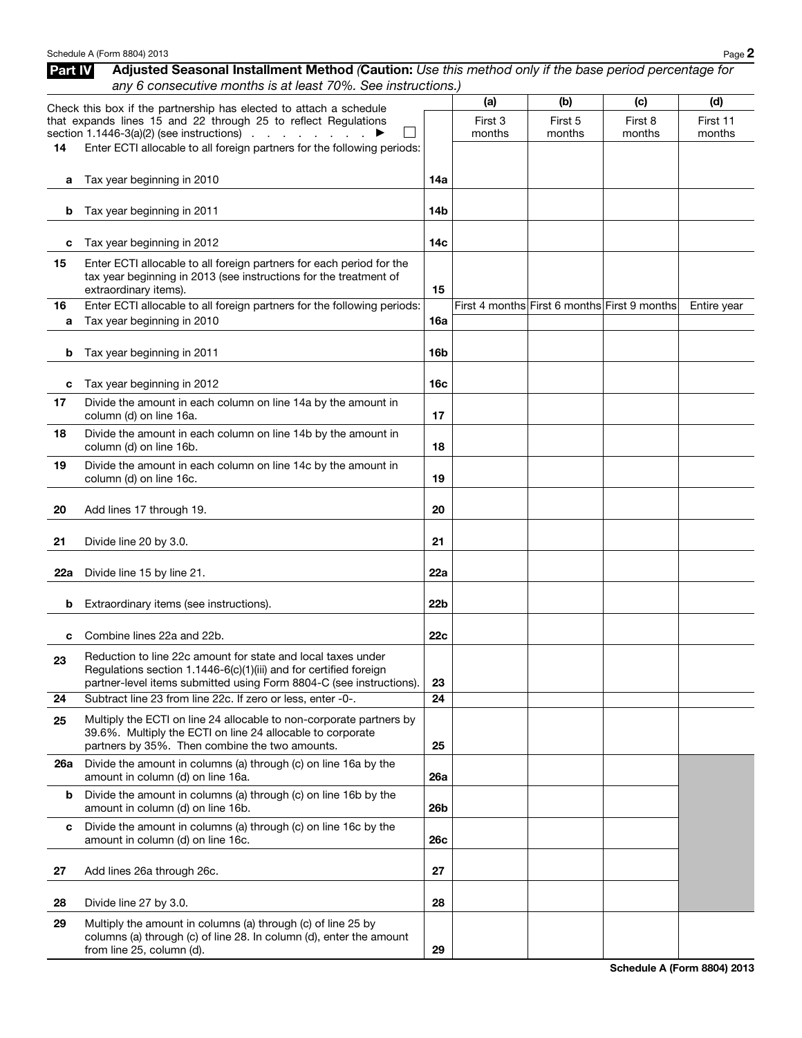## Part IV Adjusted Seasonal Installment Method (Caution: *Use this method only if the base period percentage for any 6 consecutive months is at least 70%. See instructions.)*

| | | | (a) | (b) | (c) | (d) |
|---|---|---|---|---|---|---|
| | Check this box if the partnership has elected to attach a schedule that expands lines 15 and 22 through 25 to reflect Regulations section 1.1446-3(a)(2) (see instructions) . . . . . . . . . ▶ ☐ | | First 3 months | First 5 months | First 8 months | First 11 months |
| **14** | Enter ECTI allocable to all foreign partners for the following periods: | | | | | |
| **a** | Tax year beginning in 2010 | **14a** | | | | |
| **b** | Tax year beginning in 2011 | **14b** | | | | |
| **c** | Tax year beginning in 2012 | **14c** | | | | |
| **15** | Enter ECTI allocable to all foreign partners for each period for the tax year beginning in 2013 (see instructions for the treatment of extraordinary items). | **15** | | | | |
| **16** | Enter ECTI allocable to all foreign partners for the following periods: | | First 4 months | First 6 months | First 9 months | Entire year |
| **a** | Tax year beginning in 2010 | **16a** | | | | |
| **b** | Tax year beginning in 2011 | **16b** | | | | |
| **c** | Tax year beginning in 2012 | **16c** | | | | |
| **17** | Divide the amount in each column on line 14a by the amount in column (d) on line 16a. | **17** | | | | |
| **18** | Divide the amount in each column on line 14b by the amount in column (d) on line 16b. | **18** | | | | |
| **19** | Divide the amount in each column on line 14c by the amount in column (d) on line 16c. | **19** | | | | |
| **20** | Add lines 17 through 19. | **20** | | | | |
| **21** | Divide line 20 by 3.0. | **21** | | | | |
| **22a** | Divide line 15 by line 21. | **22a** | | | | |
| **b** | Extraordinary items (see instructions). | **22b** | | | | |
| **c** | Combine lines 22a and 22b. | **22c** | | | | |
| **23** | Reduction to line 22c amount for state and local taxes under Regulations section 1.1446-6(c)(1)(iii) and for certified foreign partner-level items submitted using Form 8804-C (see instructions). | **23** | | | | |
| **24** | Subtract line 23 from line 22c. If zero or less, enter -0-. | **24** | | | | |
| **25** | Multiply the ECTI on line 24 allocable to non-corporate partners by 39.6%. Multiply the ECTI on line 24 allocable to corporate partners by 35%. Then combine the two amounts. | **25** | | | | |
| **26a** | Divide the amount in columns (a) through (c) on line 16a by the amount in column (d) on line 16a. | **26a** | | | | |
| **b** | Divide the amount in columns (a) through (c) on line 16b by the amount in column (d) on line 16b. | **26b** | | | | |
| **c** | Divide the amount in columns (a) through (c) on line 16c by the amount in column (d) on line 16c. | **26c** | | | | |
| **27** | Add lines 26a through 26c. | **27** | | | | |
| **28** | Divide line 27 by 3.0. | **28** | | | | |
| **29** | Multiply the amount in columns (a) through (c) of line 25 by columns (a) through (c) of line 28. In column (d), enter the amount from line 25, column (d). | **29** | | | | |

**Schedule A (Form 8804) 2013**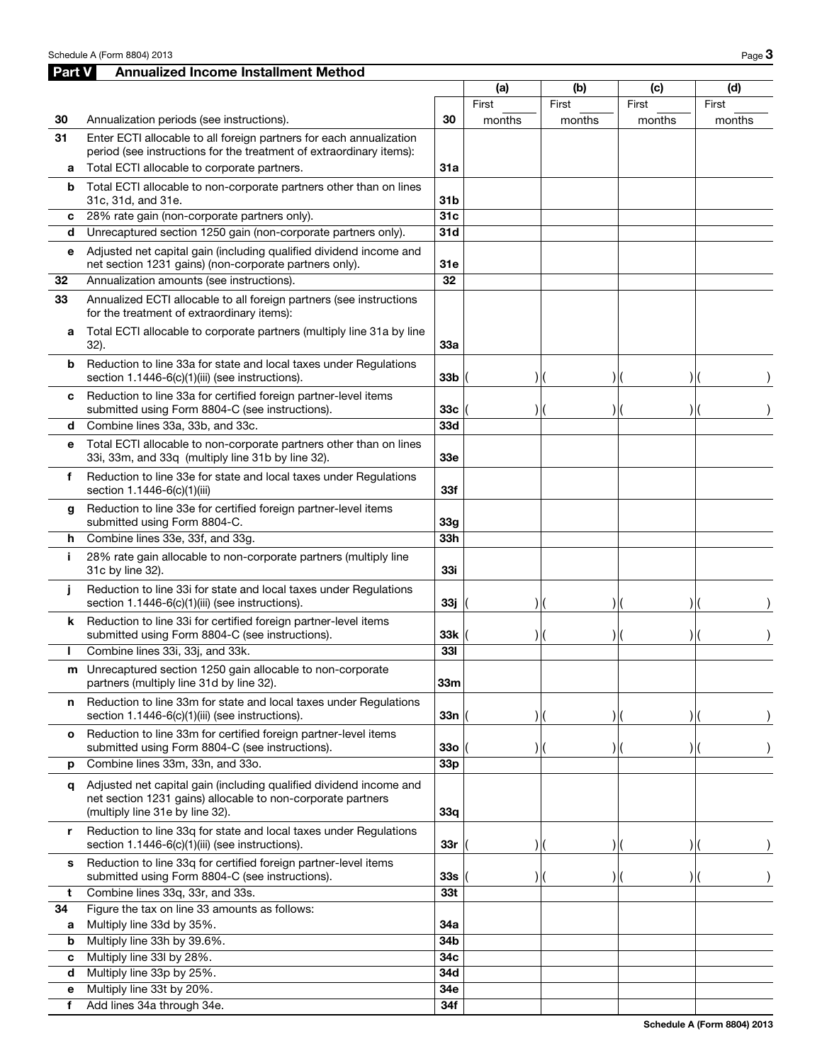## Part V Annualized Income Installment Method

| | | | (a) | (b) | (c) | (d) |
|---|---|---|---|---|---|---|
| **30** | Annualization periods (see instructions). | **30** | First \_\_\_\_ months | First \_\_\_\_ months | First \_\_\_\_ months | First \_\_\_\_ months |
| **31** | Enter ECTI allocable to all foreign partners for each annualization period (see instructions for the treatment of extraordinary items): | | | | | |
| **a** | Total ECTI allocable to corporate partners. | **31a** | | | | |
| **b** | Total ECTI allocable to non-corporate partners other than on lines 31c, 31d, and 31e. | **31b** | | | | |
| **c** | 28% rate gain (non-corporate partners only). | **31c** | | | | |
| **d** | Unrecaptured section 1250 gain (non-corporate partners only). | **31d** | | | | |
| **e** | Adjusted net capital gain (including qualified dividend income and net section 1231 gains) (non-corporate partners only). | **31e** | | | | |
| **32** | Annualization amounts (see instructions). | **32** | | | | |
| **33** | Annualized ECTI allocable to all foreign partners (see instructions for the treatment of extraordinary items): | | | | | |
| **a** | Total ECTI allocable to corporate partners (multiply line 31a by line 32). | **33a** | | | | |
| **b** | Reduction to line 33a for state and local taxes under Regulations section 1.1446-6(c)(1)(iii) (see instructions). | **33b** | ( ) | ( ) | ( ) | ( ) |
| **c** | Reduction to line 33a for certified foreign partner-level items submitted using Form 8804-C (see instructions). | **33c** | ( ) | ( ) | ( ) | ( ) |
| **d** | Combine lines 33a, 33b, and 33c. | **33d** | | | | |
| **e** | Total ECTI allocable to non-corporate partners other than on lines 33i, 33m, and 33q (multiply line 31b by line 32). | **33e** | | | | |
| **f** | Reduction to line 33e for state and local taxes under Regulations section 1.1446-6(c)(1)(iii) | **33f** | | | | |
| **g** | Reduction to line 33e for certified foreign partner-level items submitted using Form 8804-C. | **33g** | | | | |
| **h** | Combine lines 33e, 33f, and 33g. | **33h** | | | | |
| **i** | 28% rate gain allocable to non-corporate partners (multiply line 31c by line 32). | **33i** | | | | |
| **j** | Reduction to line 33i for state and local taxes under Regulations section 1.1446-6(c)(1)(iii) (see instructions). | **33j** | ( ) | ( ) | ( ) | ( ) |
| **k** | Reduction to line 33i for certified foreign partner-level items submitted using Form 8804-C (see instructions). | **33k** | ( ) | ( ) | ( ) | ( ) |
| **l** | Combine lines 33i, 33j, and 33k. | **33l** | | | | |
| **m** | Unrecaptured section 1250 gain allocable to non-corporate partners (multiply line 31d by line 32). | **33m** | | | | |
| **n** | Reduction to line 33m for state and local taxes under Regulations section 1.1446-6(c)(1)(iii) (see instructions). | **33n** | ( ) | ( ) | ( ) | ( ) |
| **o** | Reduction to line 33m for certified foreign partner-level items submitted using Form 8804-C (see instructions). | **33o** | ( ) | ( ) | ( ) | ( ) |
| **p** | Combine lines 33m, 33n, and 33o. | **33p** | | | | |
| **q** | Adjusted net capital gain (including qualified dividend income and net section 1231 gains) allocable to non-corporate partners (multiply line 31e by line 32). | **33q** | | | | |
| **r** | Reduction to line 33q for state and local taxes under Regulations section 1.1446-6(c)(1)(iii) (see instructions). | **33r** | ( ) | ( ) | ( ) | ( ) |
| **s** | Reduction to line 33q for certified foreign partner-level items submitted using Form 8804-C (see instructions). | **33s** | ( ) | ( ) | ( ) | ( ) |
| **t** | Combine lines 33q, 33r, and 33s. | **33t** | | | | |
| **34** | Figure the tax on line 33 amounts as follows: | | | | | |
| **a** | Multiply line 33d by 35%. | **34a** | | | | |
| **b** | Multiply line 33h by 39.6%. | **34b** | | | | |
| **c** | Multiply line 33l by 28%. | **34c** | | | | |
| **d** | Multiply line 33p by 25%. | **34d** | | | | |
| **e** | Multiply line 33t by 20%. | **34e** | | | | |
| **f** | Add lines 34a through 34e. | **34f** | | | | |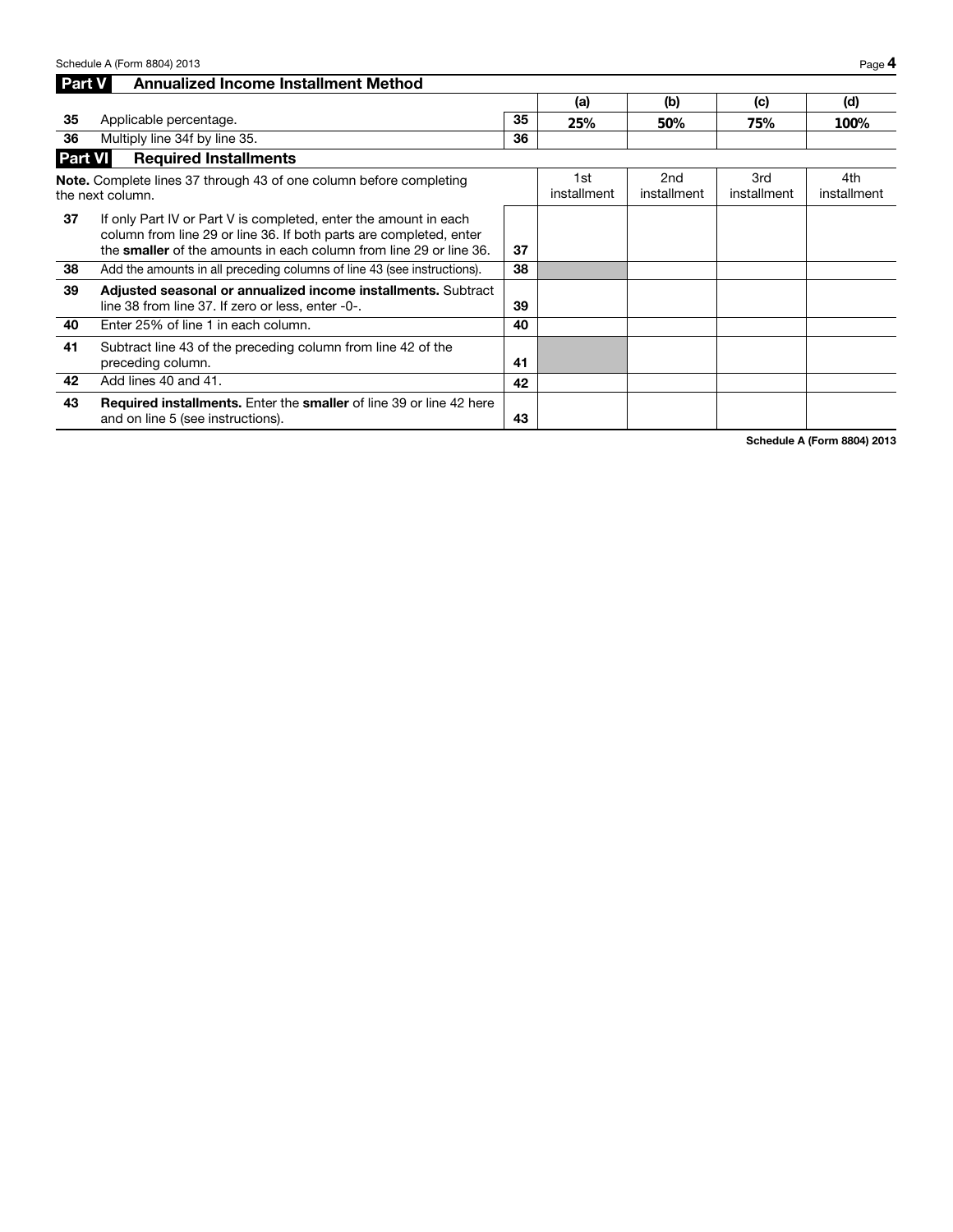## Part V Annualized Income Installment Method

| | | | (a) | (b) | (c) | (d) |
|---|---|---|---|---|---|---|
| 35 | Applicable percentage. | 35 | 25% | 50% | 75% | 100% |
| 36 | Multiply line 34f by line 35. | 36 | | | | |

## Part VI Required Installments

| | **Note.** Complete lines 37 through 43 of one column before completing the next column. | | 1st installment | 2nd installment | 3rd installment | 4th installment |
|---|---|---|---|---|---|---|
| 37 | If only Part IV or Part V is completed, enter the amount in each column from line 29 or line 36. If both parts are completed, enter the **smaller** of the amounts in each column from line 29 or line 36. | 37 | | | | |
| 38 | Add the amounts in all preceding columns of line 43 (see instructions). | 38 | | | | |
| 39 | **Adjusted seasonal or annualized income installments.** Subtract line 38 from line 37. If zero or less, enter -0-. | 39 | | | | |
| 40 | Enter 25% of line 1 in each column. | 40 | | | | |
| 41 | Subtract line 43 of the preceding column from line 42 of the preceding column. | 41 | | | | |
| 42 | Add lines 40 and 41. | 42 | | | | |
| 43 | **Required installments.** Enter the **smaller** of line 39 or line 42 here and on line 5 (see instructions). | 43 | | | | |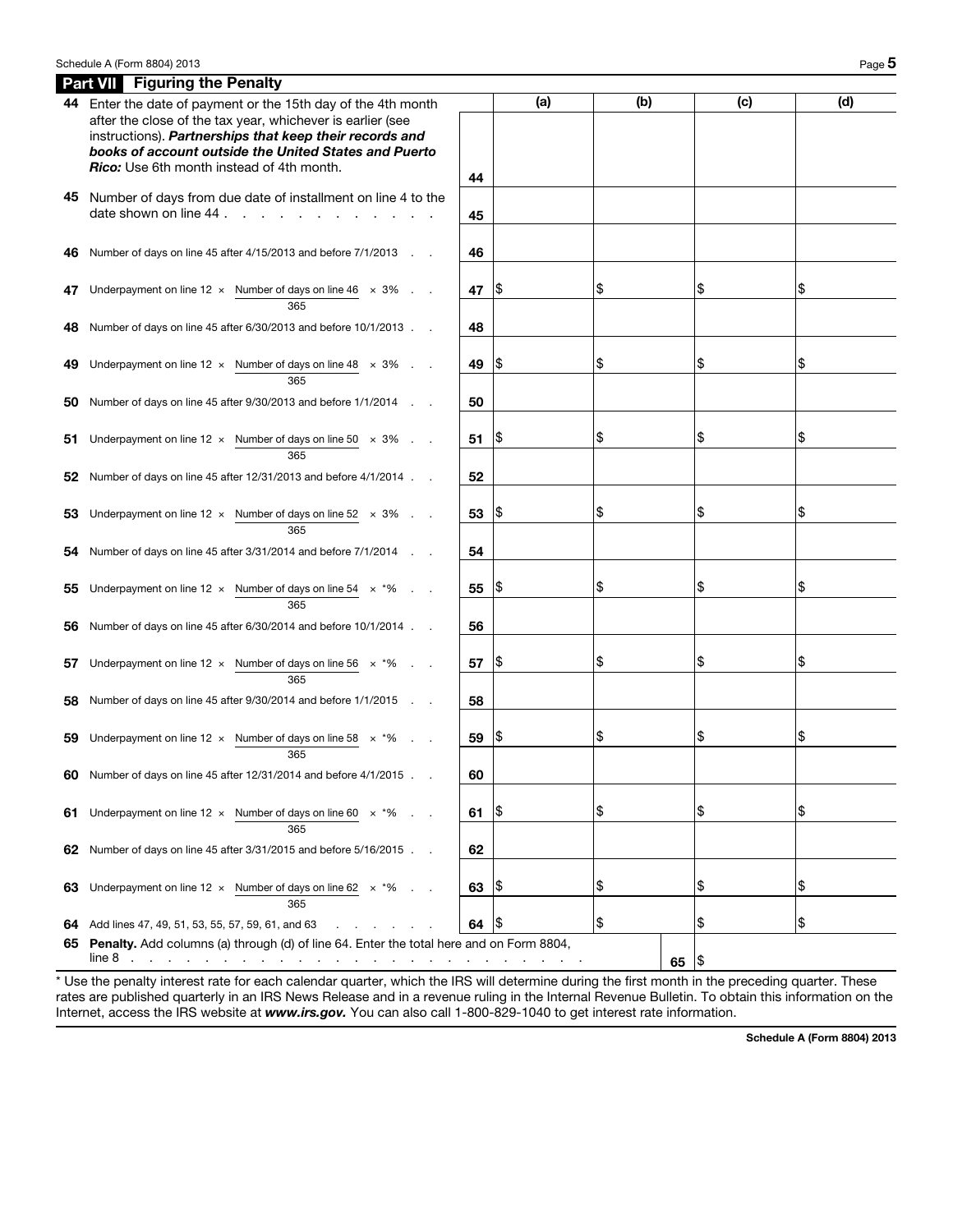## Part VII Figuring the Penalty

| | | | (a) | (b) | (c) | (d) |
|---|---|---|---|---|---|---|
| **44** | Enter the date of payment or the 15th day of the 4th month after the close of the tax year, whichever is earlier (see instructions). ***Partnerships that keep their records and books of account outside the United States and Puerto Rico:*** Use 6th month instead of 4th month. | **44** | | | | |
| **45** | Number of days from due date of installment on line 4 to the date shown on line 44 . . . . . . . . . . . . . | **45** | | | | |
| **46** | Number of days on line 45 after 4/15/2013 and before 7/1/2013 . . | **46** | | | | |
| **47** | Underpayment on line 12 × $\frac{\text{Number of days on line 46}}{365}$ × 3% . . | **47** | $ | $ | $ | $ |
| **48** | Number of days on line 45 after 6/30/2013 and before 10/1/2013 . . | **48** | | | | |
| **49** | Underpayment on line 12 × $\frac{\text{Number of days on line 48}}{365}$ × 3% . . | **49** | $ | $ | $ | $ |
| **50** | Number of days on line 45 after 9/30/2013 and before 1/1/2014 . . | **50** | | | | |
| **51** | Underpayment on line 12 × $\frac{\text{Number of days on line 50}}{365}$ × 3% . . | **51** | $ | $ | $ | $ |
| **52** | Number of days on line 45 after 12/31/2013 and before 4/1/2014 . . | **52** | | | | |
| **53** | Underpayment on line 12 × $\frac{\text{Number of days on line 52}}{365}$ × 3% . . | **53** | $ | $ | $ | $ |
| **54** | Number of days on line 45 after 3/31/2014 and before 7/1/2014 . . | **54** | | | | |
| **55** | Underpayment on line 12 × $\frac{\text{Number of days on line 54}}{365}$ × *% . . | **55** | $ | $ | $ | $ |
| **56** | Number of days on line 45 after 6/30/2014 and before 10/1/2014 . . | **56** | | | | |
| **57** | Underpayment on line 12 × $\frac{\text{Number of days on line 56}}{365}$ × *% . . | **57** | $ | $ | $ | $ |
| **58** | Number of days on line 45 after 9/30/2014 and before 1/1/2015 . . | **58** | | | | |
| **59** | Underpayment on line 12 × $\frac{\text{Number of days on line 58}}{365}$ × *% . . | **59** | $ | $ | $ | $ |
| **60** | Number of days on line 45 after 12/31/2014 and before 4/1/2015 . . | **60** | | | | |
| **61** | Underpayment on line 12 × $\frac{\text{Number of days on line 60}}{365}$ × *% . . | **61** | $ | $ | $ | $ |
| **62** | Number of days on line 45 after 3/31/2015 and before 5/16/2015 . . | **62** | | | | |
| **63** | Underpayment on line 12 × $\frac{\text{Number of days on line 62}}{365}$ × *% . . | **63** | $ | $ | $ | $ |
| **64** | Add lines 47, 49, 51, 53, 55, 57, 59, 61, and 63 . . . . . . . | **64** | $ | $ | $ | $ |
| **65** | **Penalty.** Add columns (a) through (d) of line 64. Enter the total here and on Form 8804, line 8 . . . . . . . . . . . . . . . . . . . . . . . . . . . . . . | | | **65** | $ | |

\* Use the penalty interest rate for each calendar quarter, which the IRS will determine during the first month in the preceding quarter. These rates are published quarterly in an IRS News Release and in a revenue ruling in the Internal Revenue Bulletin. To obtain this information on the Internet, access the IRS website at ***www.irs.gov.*** You can also call 1-800-829-1040 to get interest rate information.